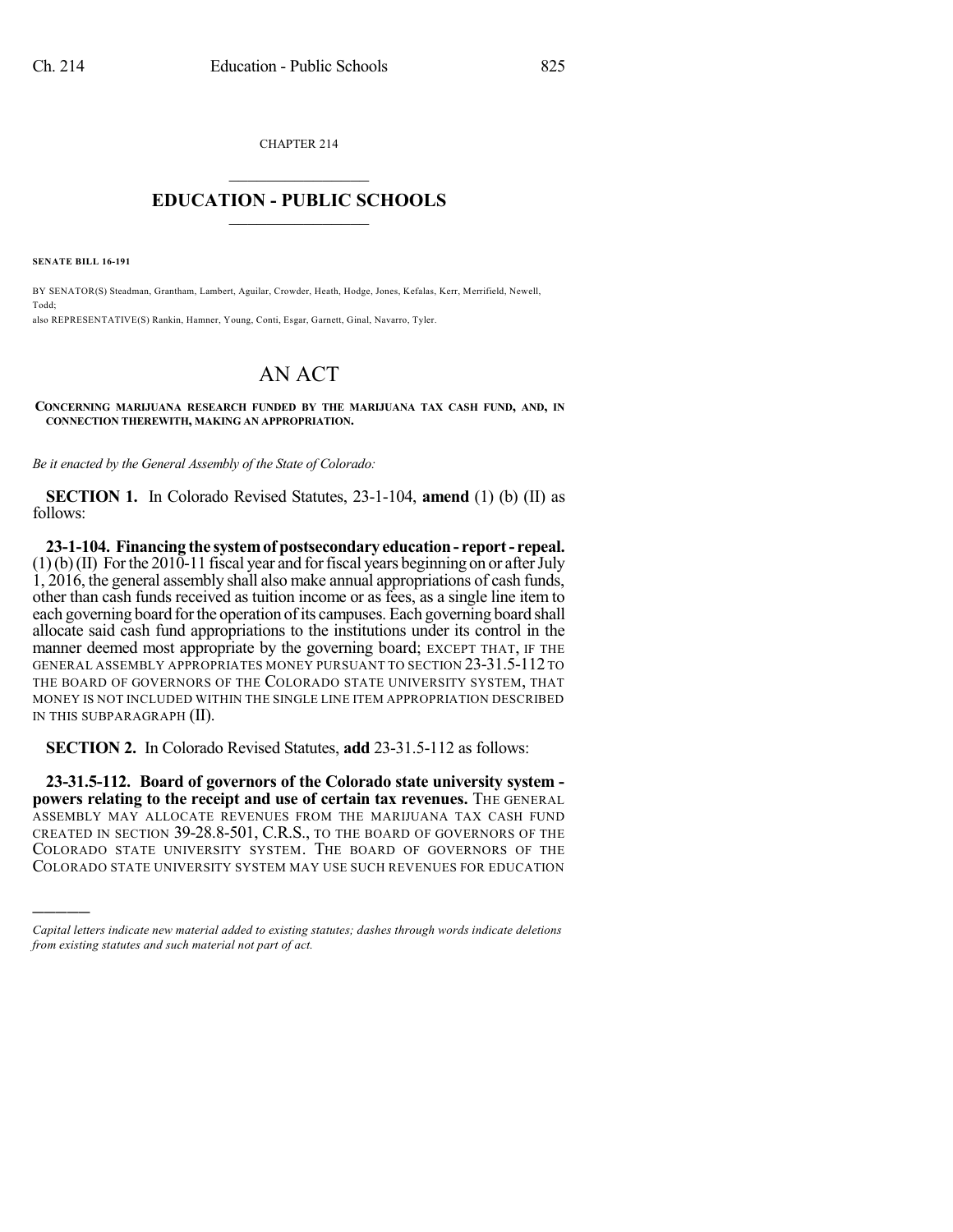CHAPTER 214

# EDUCATION - PUBLIC SCHOOLS

**SENATE BILL 16-191**

BY SENATOR(S) Steadman, Grantham, Lambert, Aguilar, Crowder, Heath, Hodge, Jones, Kefalas, Kerr, Merrifield, Newell, Todd;
also REPRESENTATIVE(S) Rankin, Hamner, Young, Conti, Esgar, Garnett, Ginal, Navarro, Tyler.

# AN ACT

**CONCERNING MARIJUANA RESEARCH FUNDED BY THE MARIJUANA TAX CASH FUND, AND, IN CONNECTION THEREWITH, MAKING AN APPROPRIATION.**

*Be it enacted by the General Assembly of the State of Colorado:*

**SECTION 1.** In Colorado Revised Statutes, 23-1-104, **amend** (1) (b) (II) as follows:

**23-1-104. Financing the system of postsecondary education - report - repeal.** (1) (b) (II) For the 2010-11 fiscal year and for fiscal years beginning on or after July 1, 2016, the general assembly shall also make annual appropriations of cash funds, other than cash funds received as tuition income or as fees, as a single line item to each governing board for the operation of its campuses. Each governing board shall allocate said cash fund appropriations to the institutions under its control in the manner deemed most appropriate by the governing board; EXCEPT THAT, IF THE GENERAL ASSEMBLY APPROPRIATES MONEY PURSUANT TO SECTION 23-31.5-112 TO THE BOARD OF GOVERNORS OF THE COLORADO STATE UNIVERSITY SYSTEM, THAT MONEY IS NOT INCLUDED WITHIN THE SINGLE LINE ITEM APPROPRIATION DESCRIBED IN THIS SUBPARAGRAPH (II).

**SECTION 2.** In Colorado Revised Statutes, **add** 23-31.5-112 as follows:

**23-31.5-112. Board of governors of the Colorado state university system - powers relating to the receipt and use of certain tax revenues.** THE GENERAL ASSEMBLY MAY ALLOCATE REVENUES FROM THE MARIJUANA TAX CASH FUND CREATED IN SECTION 39-28.8-501, C.R.S., TO THE BOARD OF GOVERNORS OF THE COLORADO STATE UNIVERSITY SYSTEM. THE BOARD OF GOVERNORS OF THE COLORADO STATE UNIVERSITY SYSTEM MAY USE SUCH REVENUES FOR EDUCATION

*Capital letters indicate new material added to existing statutes; dashes through words indicate deletions from existing statutes and such material not part of act.*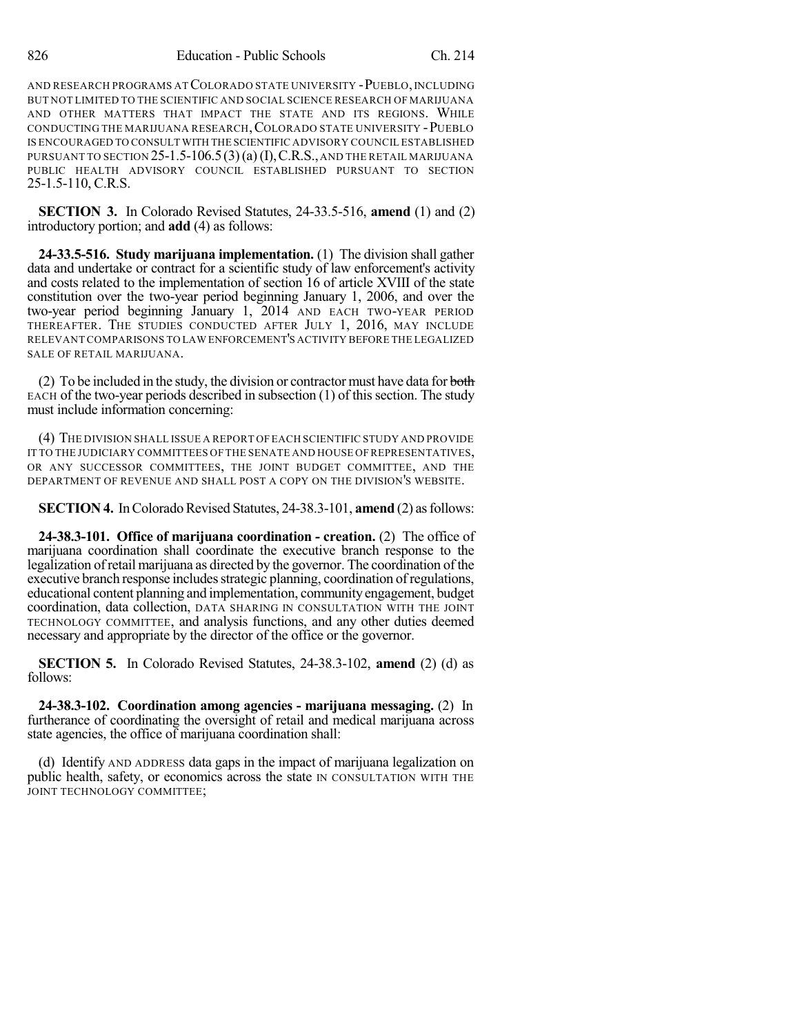AND RESEARCH PROGRAMS AT COLORADO STATE UNIVERSITY - PUEBLO, INCLUDING BUT NOT LIMITED TO THE SCIENTIFIC AND SOCIAL SCIENCE RESEARCH OF MARIJUANA AND OTHER MATTERS THAT IMPACT THE STATE AND ITS REGIONS. WHILE CONDUCTING THE MARIJUANA RESEARCH, COLORADO STATE UNIVERSITY - PUEBLO IS ENCOURAGED TO CONSULT WITH THE SCIENTIFIC ADVISORY COUNCIL ESTABLISHED PURSUANT TO SECTION 25-1.5-106.5 (3) (a) (I), C.R.S., AND THE RETAIL MARIJUANA PUBLIC HEALTH ADVISORY COUNCIL ESTABLISHED PURSUANT TO SECTION 25-1.5-110, C.R.S.

**SECTION 3.** In Colorado Revised Statutes, 24-33.5-516, **amend** (1) and (2) introductory portion; and **add** (4) as follows:

**24-33.5-516. Study marijuana implementation.** (1) The division shall gather data and undertake or contract for a scientific study of law enforcement's activity and costs related to the implementation of section 16 of article XVIII of the state constitution over the two-year period beginning January 1, 2006, and over the two-year period beginning January 1, 2014 AND EACH TWO-YEAR PERIOD THEREAFTER. THE STUDIES CONDUCTED AFTER JULY 1, 2016, MAY INCLUDE RELEVANT COMPARISONS TO LAW ENFORCEMENT'S ACTIVITY BEFORE THE LEGALIZED SALE OF RETAIL MARIJUANA.

(2) To be included in the study, the division or contractor must have data for ~~both~~ EACH of the two-year periods described in subsection (1) of this section. The study must include information concerning:

(4) THE DIVISION SHALL ISSUE A REPORT OF EACH SCIENTIFIC STUDY AND PROVIDE IT TO THE JUDICIARY COMMITTEES OF THE SENATE AND HOUSE OF REPRESENTATIVES, OR ANY SUCCESSOR COMMITTEES, THE JOINT BUDGET COMMITTEE, AND THE DEPARTMENT OF REVENUE AND SHALL POST A COPY ON THE DIVISION'S WEBSITE.

**SECTION 4.** In Colorado Revised Statutes, 24-38.3-101, **amend** (2) as follows:

**24-38.3-101. Office of marijuana coordination - creation.** (2) The office of marijuana coordination shall coordinate the executive branch response to the legalization of retail marijuana as directed by the governor. The coordination of the executive branch response includes strategic planning, coordination of regulations, educational content planning and implementation, community engagement, budget coordination, data collection, DATA SHARING IN CONSULTATION WITH THE JOINT TECHNOLOGY COMMITTEE, and analysis functions, and any other duties deemed necessary and appropriate by the director of the office or the governor.

**SECTION 5.** In Colorado Revised Statutes, 24-38.3-102, **amend** (2) (d) as follows:

**24-38.3-102. Coordination among agencies - marijuana messaging.** (2) In furtherance of coordinating the oversight of retail and medical marijuana across state agencies, the office of marijuana coordination shall:

(d) Identify AND ADDRESS data gaps in the impact of marijuana legalization on public health, safety, or economics across the state IN CONSULTATION WITH THE JOINT TECHNOLOGY COMMITTEE;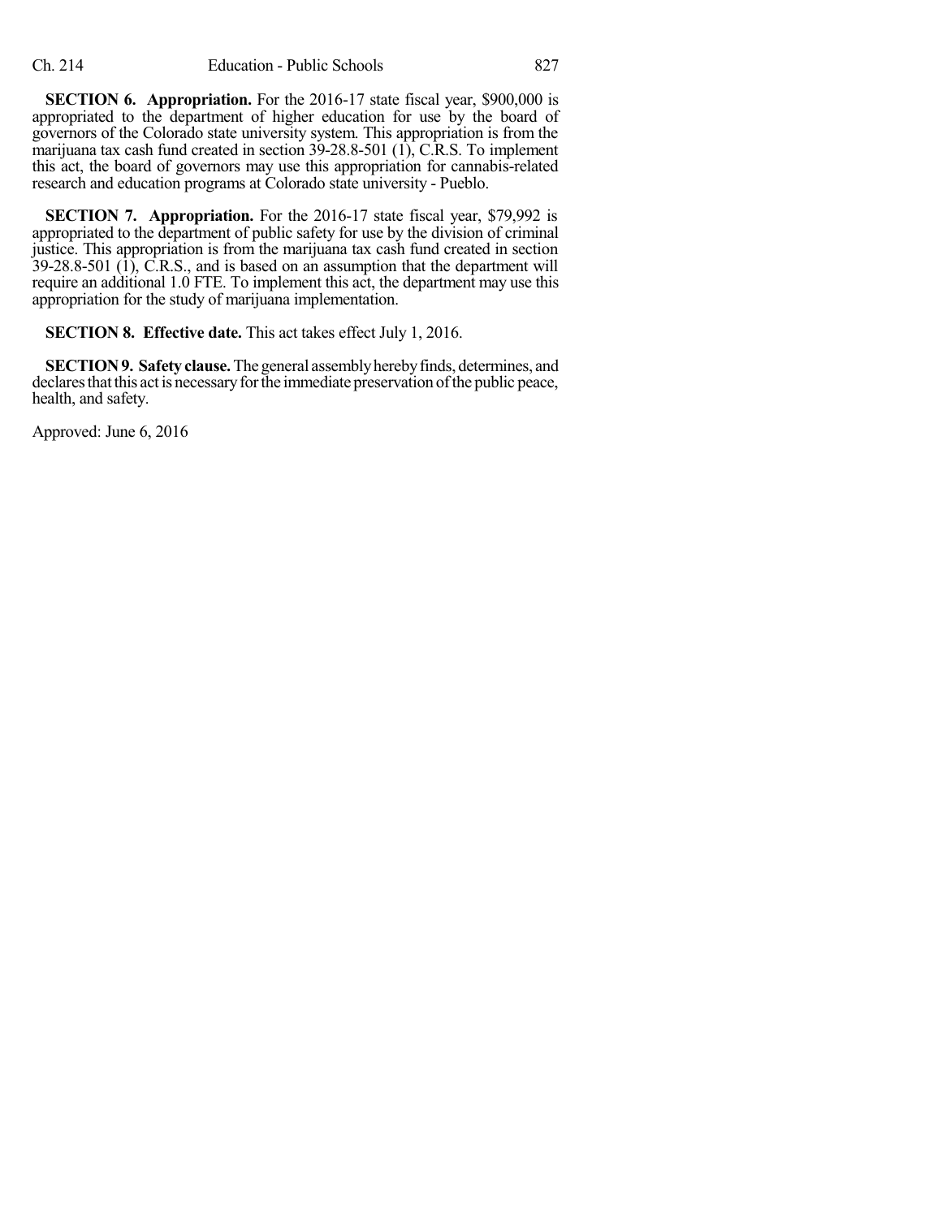**SECTION 6. Appropriation.** For the 2016-17 state fiscal year, $900,000 is appropriated to the department of higher education for use by the board of governors of the Colorado state university system. This appropriation is from the marijuana tax cash fund created in section 39-28.8-501 (1), C.R.S. To implement this act, the board of governors may use this appropriation for cannabis-related research and education programs at Colorado state university - Pueblo.

**SECTION 7. Appropriation.** For the 2016-17 state fiscal year, $79,992 is appropriated to the department of public safety for use by the division of criminal justice. This appropriation is from the marijuana tax cash fund created in section 39-28.8-501 (1), C.R.S., and is based on an assumption that the department will require an additional 1.0 FTE. To implement this act, the department may use this appropriation for the study of marijuana implementation.

**SECTION 8. Effective date.** This act takes effect July 1, 2016.

**SECTION 9. Safety clause.** The general assembly hereby finds, determines, and declares that this act is necessary for the immediate preservation of the public peace, health, and safety.

Approved: June 6, 2016